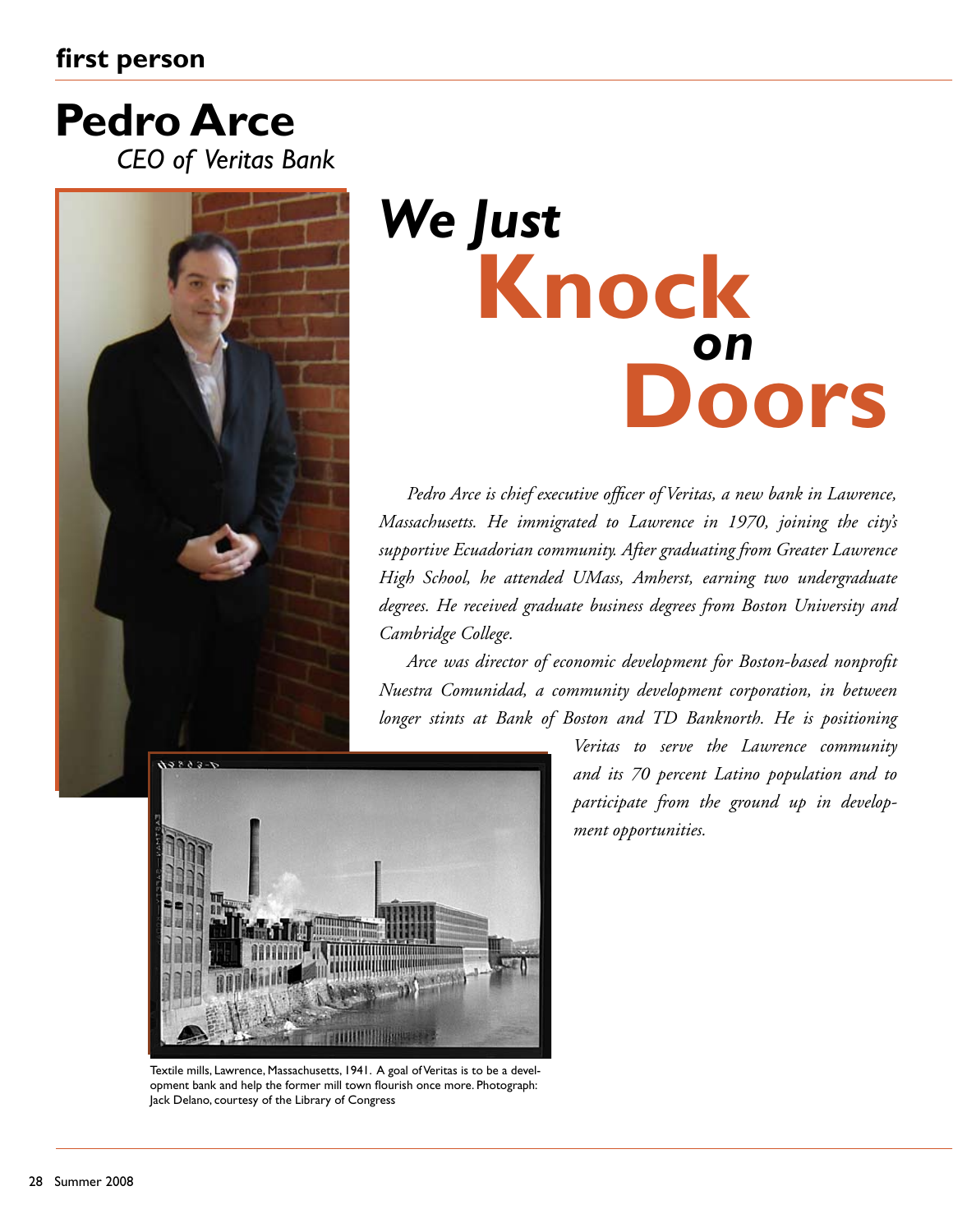first person

# Pedro Arce

*CEO of Veritas Bank*

# We Just Knock on Doors

*Pedro Arce is chief executive officer of Veritas, a new bank in Lawrence, Massachusetts. He immigrated to Lawrence in 1970, joining the city's supportive Ecuadorian community. After graduating from Greater Lawrence High School, he attended UMass, Amherst, earning two undergraduate degrees. He received graduate business degrees from Boston University and Cambridge College.*

*Arce was director of economic development for Boston-based nonprofit Nuestra Comunidad, a community development corporation, in between longer stints at Bank of Boston and TD Banknorth. He is positioning Veritas to serve the Lawrence community and its 70 percent Latino population and to participate from the ground up in development opportunities.*

Textile mills, Lawrence, Massachusetts, 1941. A goal of Veritas is to be a development bank and help the former mill town flourish once more. Photograph: Jack Delano, courtesy of the Library of Congress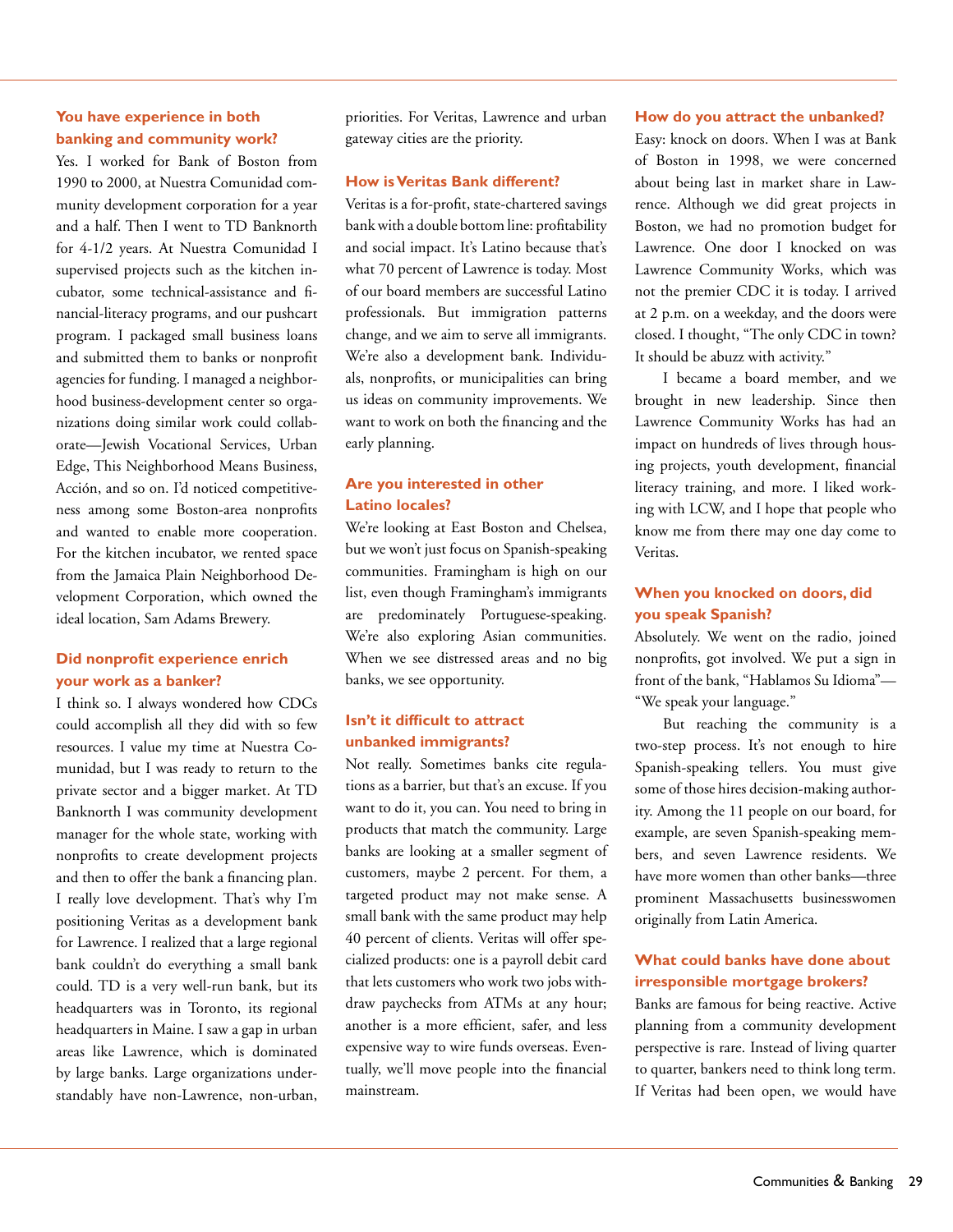**You have experience in both banking and community work?**

Yes. I worked for Bank of Boston from 1990 to 2000, at Nuestra Comunidad community development corporation for a year and a half. Then I went to TD Banknorth for 4-1/2 years. At Nuestra Comunidad I supervised projects such as the kitchen incubator, some technical-assistance and financial-literacy programs, and our pushcart program. I packaged small business loans and submitted them to banks or nonprofit agencies for funding. I managed a neighborhood business-development center so organizations doing similar work could collaborate—Jewish Vocational Services, Urban Edge, This Neighborhood Means Business, Acción, and so on. I'd noticed competitiveness among some Boston-area nonprofits and wanted to enable more cooperation. For the kitchen incubator, we rented space from the Jamaica Plain Neighborhood Development Corporation, which owned the ideal location, Sam Adams Brewery.

**Did nonprofit experience enrich your work as a banker?**

I think so. I always wondered how CDCs could accomplish all they did with so few resources. I value my time at Nuestra Comunidad, but I was ready to return to the private sector and a bigger market. At TD Banknorth I was community development manager for the whole state, working with nonprofits to create development projects and then to offer the bank a financing plan. I really love development. That's why I'm positioning Veritas as a development bank for Lawrence. I realized that a large regional bank couldn't do everything a small bank could. TD is a very well-run bank, but its headquarters was in Toronto, its regional headquarters in Maine. I saw a gap in urban areas like Lawrence, which is dominated by large banks. Large organizations understandably have non-Lawrence, non-urban, priorities. For Veritas, Lawrence and urban gateway cities are the priority.

**How is Veritas Bank different?**

Veritas is a for-profit, state-chartered savings bank with a double bottom line: profitability and social impact. It's Latino because that's what 70 percent of Lawrence is today. Most of our board members are successful Latino professionals. But immigration patterns change, and we aim to serve all immigrants. We're also a development bank. Individuals, nonprofits, or municipalities can bring us ideas on community improvements. We want to work on both the financing and the early planning.

**Are you interested in other Latino locales?**

We're looking at East Boston and Chelsea, but we won't just focus on Spanish-speaking communities. Framingham is high on our list, even though Framingham's immigrants are predominately Portuguese-speaking. We're also exploring Asian communities. When we see distressed areas and no big banks, we see opportunity.

**Isn't it difficult to attract unbanked immigrants?**

Not really. Sometimes banks cite regulations as a barrier, but that's an excuse. If you want to do it, you can. You need to bring in products that match the community. Large banks are looking at a smaller segment of customers, maybe 2 percent. For them, a targeted product may not make sense. A small bank with the same product may help 40 percent of clients. Veritas will offer specialized products: one is a payroll debit card that lets customers who work two jobs withdraw paychecks from ATMs at any hour; another is a more efficient, safer, and less expensive way to wire funds overseas. Eventually, we'll move people into the financial mainstream.

**How do you attract the unbanked?**

Easy: knock on doors. When I was at Bank of Boston in 1998, we were concerned about being last in market share in Lawrence. Although we did great projects in Boston, we had no promotion budget for Lawrence. One door I knocked on was Lawrence Community Works, which was not the premier CDC it is today. I arrived at 2 p.m. on a weekday, and the doors were closed. I thought, "The only CDC in town? It should be abuzz with activity."

I became a board member, and we brought in new leadership. Since then Lawrence Community Works has had an impact on hundreds of lives through housing projects, youth development, financial literacy training, and more. I liked working with LCW, and I hope that people who know me from there may one day come to Veritas.

**When you knocked on doors, did you speak Spanish?**

Absolutely. We went on the radio, joined nonprofits, got involved. We put a sign in front of the bank, "Hablamos Su Idioma"—"We speak your language."

But reaching the community is a two-step process. It's not enough to hire Spanish-speaking tellers. You must give some of those hires decision-making authority. Among the 11 people on our board, for example, are seven Spanish-speaking members, and seven Lawrence residents. We have more women than other banks—three prominent Massachusetts businesswomen originally from Latin America.

**What could banks have done about irresponsible mortgage brokers?**

Banks are famous for being reactive. Active planning from a community development perspective is rare. Instead of living quarter to quarter, bankers need to think long term. If Veritas had been open, we would have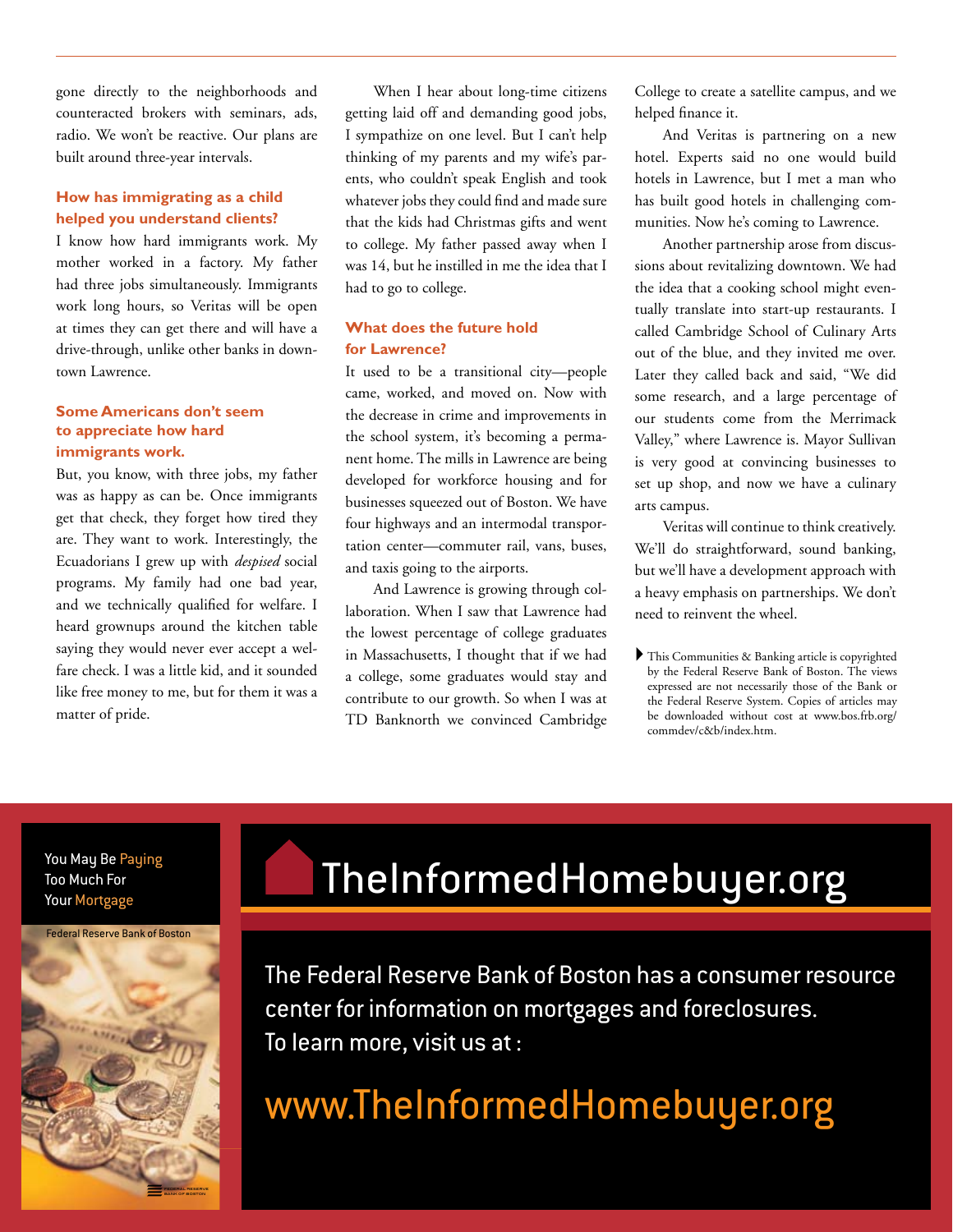gone directly to the neighborhoods and counteracted brokers with seminars, ads, radio. We won't be reactive. Our plans are built around three-year intervals.

**How has immigrating as a child helped you understand clients?**

I know how hard immigrants work. My mother worked in a factory. My father had three jobs simultaneously. Immigrants work long hours, so Veritas will be open at times they can get there and will have a drive-through, unlike other banks in downtown Lawrence.

**Some Americans don't seem to appreciate how hard immigrants work.**

But, you know, with three jobs, my father was as happy as can be. Once immigrants get that check, they forget how tired they are. They want to work. Interestingly, the Ecuadorians I grew up with *despised* social programs. My family had one bad year, and we technically qualified for welfare. I heard grownups around the kitchen table saying they would never ever accept a welfare check. I was a little kid, and it sounded like free money to me, but for them it was a matter of pride.

When I hear about long-time citizens getting laid off and demanding good jobs, I sympathize on one level. But I can't help thinking of my parents and my wife's parents, who couldn't speak English and took whatever jobs they could find and made sure that the kids had Christmas gifts and went to college. My father passed away when I was 14, but he instilled in me the idea that I had to go to college.

**What does the future hold for Lawrence?**

It used to be a transitional city—people came, worked, and moved on. Now with the decrease in crime and improvements in the school system, it's becoming a permanent home. The mills in Lawrence are being developed for workforce housing and for businesses squeezed out of Boston. We have four highways and an intermodal transportation center—commuter rail, vans, buses, and taxis going to the airports.

And Lawrence is growing through collaboration. When I saw that Lawrence had the lowest percentage of college graduates in Massachusetts, I thought that if we had a college, some graduates would stay and contribute to our growth. So when I was at TD Banknorth we convinced Cambridge College to create a satellite campus, and we helped finance it.

And Veritas is partnering on a new hotel. Experts said no one would build hotels in Lawrence, but I met a man who has built good hotels in challenging communities. Now he's coming to Lawrence.

Another partnership arose from discussions about revitalizing downtown. We had the idea that a cooking school might eventually translate into start-up restaurants. I called Cambridge School of Culinary Arts out of the blue, and they invited me over. Later they called back and said, "We did some research, and a large percentage of our students come from the Merrimack Valley," where Lawrence is. Mayor Sullivan is very good at convincing businesses to set up shop, and now we have a culinary arts campus.

Veritas will continue to think creatively. We'll do straightforward, sound banking, but we'll have a development approach with a heavy emphasis on partnerships. We don't need to reinvent the wheel.

This Communities & Banking article is copyrighted by the Federal Reserve Bank of Boston. The views expressed are not necessarily those of the Bank or the Federal Reserve System. Copies of articles may be downloaded without cost at www.bos.frb.org/commdev/c&b/index.htm.

You May Be Paying Too Much For Your Mortgage

Federal Reserve Bank of Boston

# TheInformedHomebuyer.org

The Federal Reserve Bank of Boston has a consumer resource center for information on mortgages and foreclosures. To learn more, visit us at :

www.TheInformedHomebuyer.org